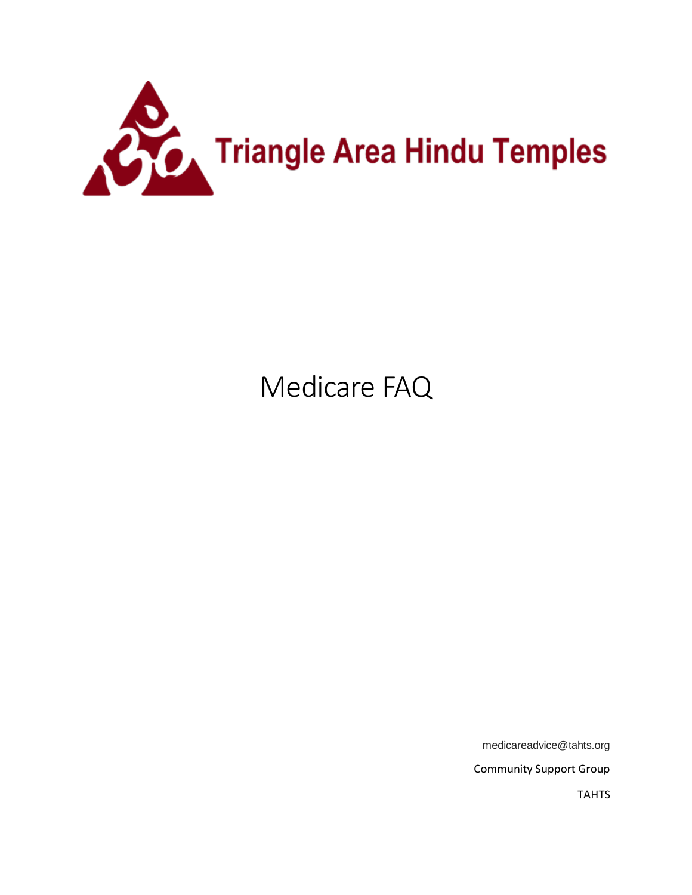Triangle Area Hindu Temples

# Medicare FAQ

medicareadvice@tahts.org

Community Support Group

TAHTS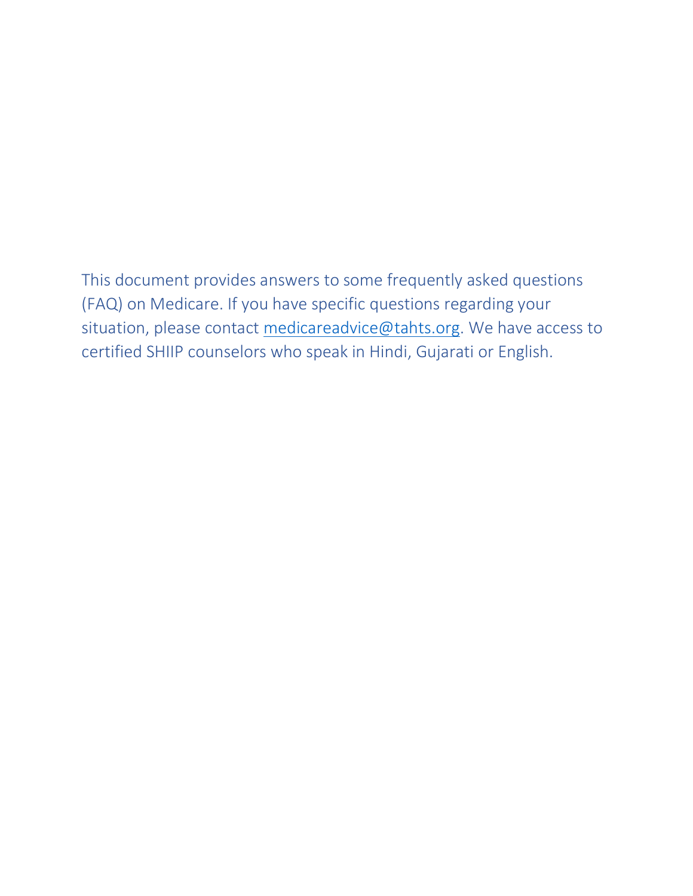This document provides answers to some frequently asked questions (FAQ) on Medicare. If you have specific questions regarding your situation, please contact [medicareadvice@tahts.org](mailto:medicareadvice@tahts.org). We have access to certified SHIIP counselors who speak in Hindi, Gujarati or English.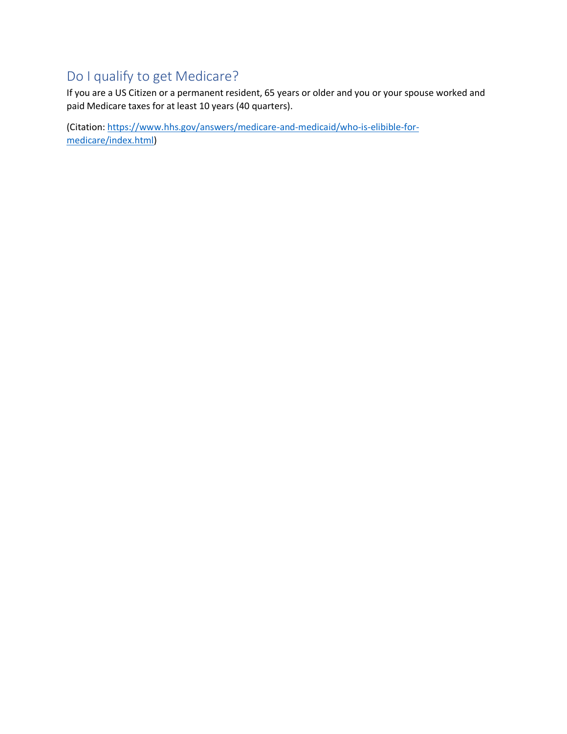## Do I qualify to get Medicare?

If you are a US Citizen or a permanent resident, 65 years or older and you or your spouse worked and paid Medicare taxes for at least 10 years (40 quarters).

(Citation: [https://www.hhs.gov/answers/medicare-and-medicaid/who-is-elibible-for-medicare/index.html](https://www.hhs.gov/answers/medicare-and-medicaid/who-is-elibible-for-medicare/index.html))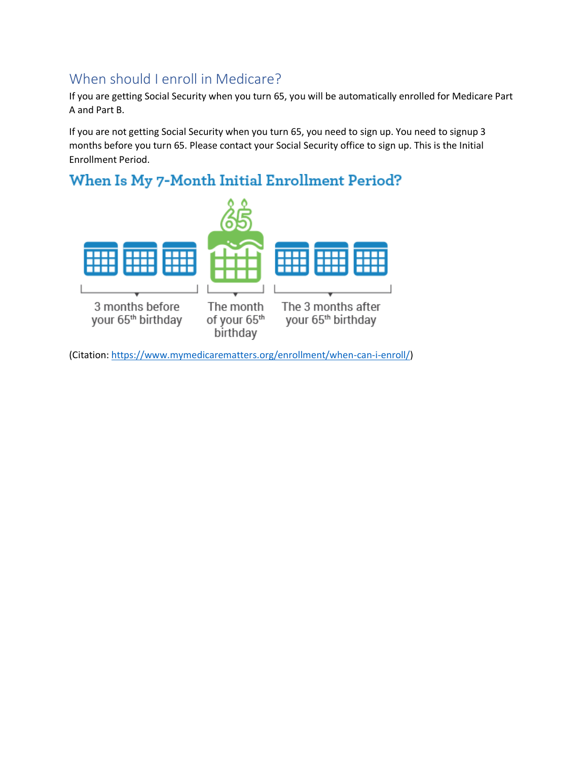## When should I enroll in Medicare?

If you are getting Social Security when you turn 65, you will be automatically enrolled for Medicare Part A and Part B.

If you are not getting Social Security when you turn 65, you need to sign up. You need to signup 3 months before you turn 65. Please contact your Social Security office to sign up. This is the Initial Enrollment Period.

### When Is My 7-Month Initial Enrollment Period?

3 months before your 65th birthday

The month of your 65th birthday

The 3 months after your 65th birthday

(Citation: https://www.mymedicarematters.org/enrollment/when-can-i-enroll/)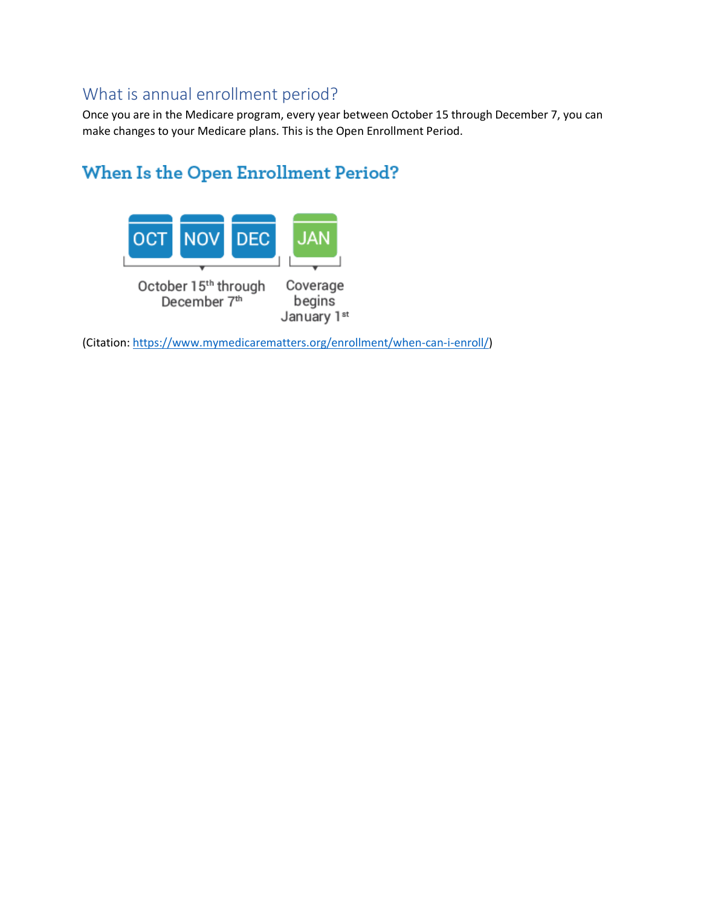## What is annual enrollment period?

Once you are in the Medicare program, every year between October 15 through December 7, you can make changes to your Medicare plans. This is the Open Enrollment Period.

### When Is the Open Enrollment Period?

OCT NOV DEC — October 15th through December 7th

JAN — Coverage begins January 1st

(Citation: https://www.mymedicarematters.org/enrollment/when-can-i-enroll/)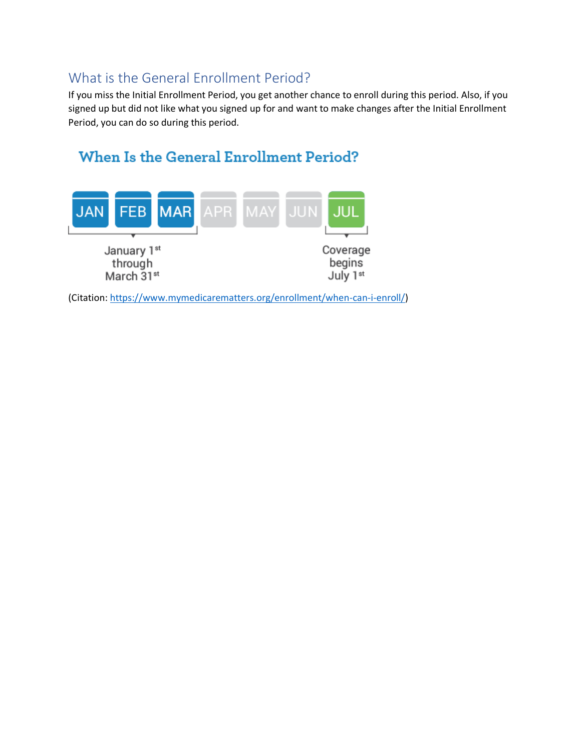## What is the General Enrollment Period?

If you miss the Initial Enrollment Period, you get another chance to enroll during this period. Also, if you signed up but did not like what you signed up for and want to make changes after the Initial Enrollment Period, you can do so during this period.

### When Is the General Enrollment Period?

JAN FEB MAR APR MAY JUN JUL

January 1st through March 31st

Coverage begins July 1st

(Citation: https://www.mymedicarematters.org/enrollment/when-can-i-enroll/)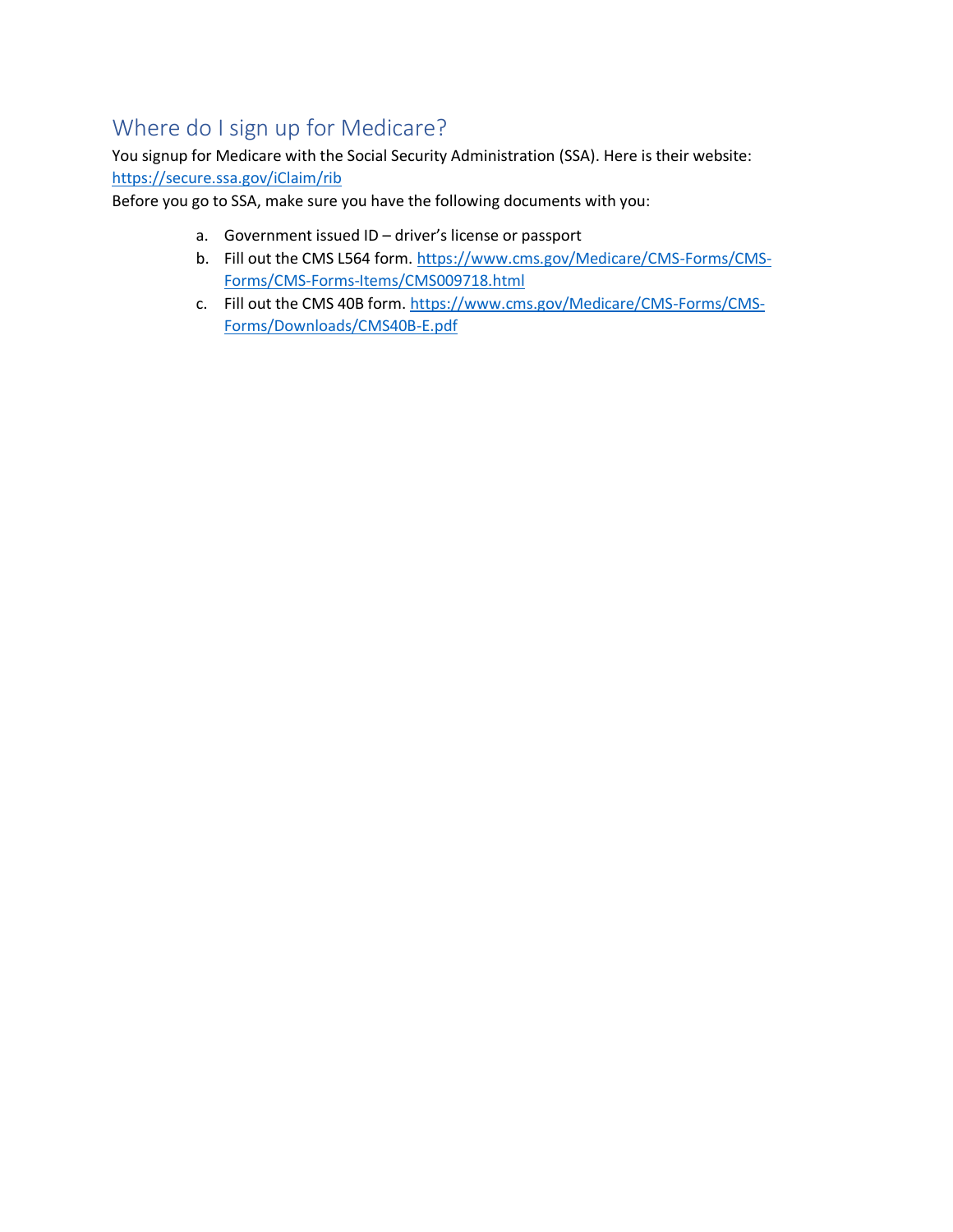## Where do I sign up for Medicare?

You signup for Medicare with the Social Security Administration (SSA). Here is their website: https://secure.ssa.gov/iClaim/rib

Before you go to SSA, make sure you have the following documents with you:

a. Government issued ID – driver's license or passport
b. Fill out the CMS L564 form. https://www.cms.gov/Medicare/CMS-Forms/CMS-Forms/CMS-Forms-Items/CMS009718.html
c. Fill out the CMS 40B form. https://www.cms.gov/Medicare/CMS-Forms/CMS-Forms/Downloads/CMS40B-E.pdf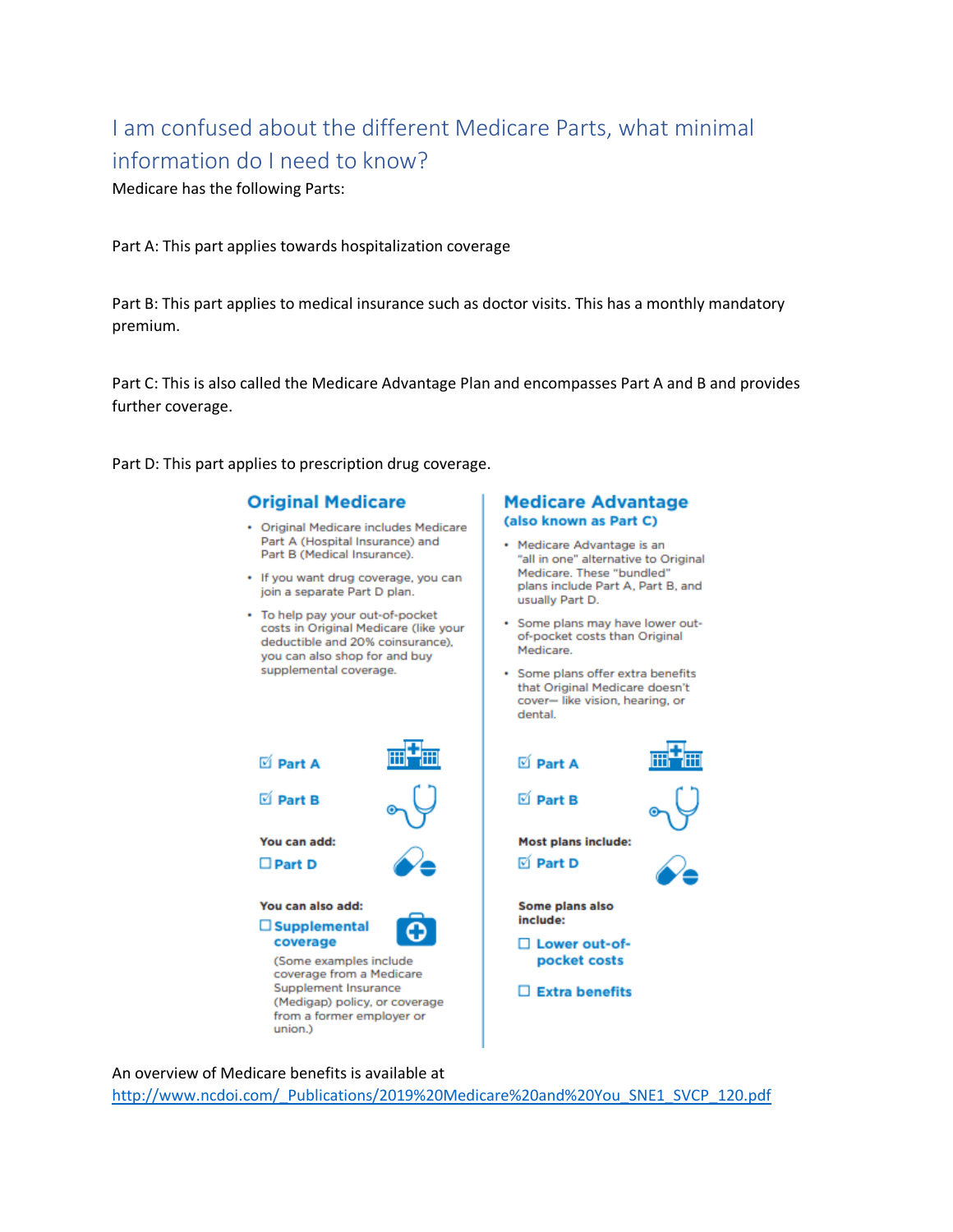## I am confused about the different Medicare Parts, what minimal information do I need to know?

Medicare has the following Parts:

Part A: This part applies towards hospitalization coverage

Part B: This part applies to medical insurance such as doctor visits. This has a monthly mandatory premium.

Part C: This is also called the Medicare Advantage Plan and encompasses Part A and B and provides further coverage.

Part D: This part applies to prescription drug coverage.

### Original Medicare

- Original Medicare includes Medicare Part A (Hospital Insurance) and Part B (Medical Insurance).
- If you want drug coverage, you can join a separate Part D plan.
- To help pay your out-of-pocket costs in Original Medicare (like your deductible and 20% coinsurance), you can also shop for and buy supplemental coverage.

☑ **Part A**

☑ **Part B**

**You can add:**

☐ **Part D**

**You can also add:**

☐ **Supplemental coverage**

(Some examples include coverage from a Medicare Supplement Insurance (Medigap) policy, or coverage from a former employer or union.)

### Medicare Advantage (also known as Part C)

- Medicare Advantage is an "all in one" alternative to Original Medicare. These "bundled" plans include Part A, Part B, and usually Part D.
- Some plans may have lower out-of-pocket costs than Original Medicare.
- Some plans offer extra benefits that Original Medicare doesn't cover— like vision, hearing, or dental.

☑ **Part A**

☑ **Part B**

**Most plans include:**

☑ **Part D**

**Some plans also include:**

☐ **Lower out-of-pocket costs**

☐ **Extra benefits**

An overview of Medicare benefits is available at http://www.ncdoi.com/_Publications/2019%20Medicare%20and%20You_SNE1_SVCP_120.pdf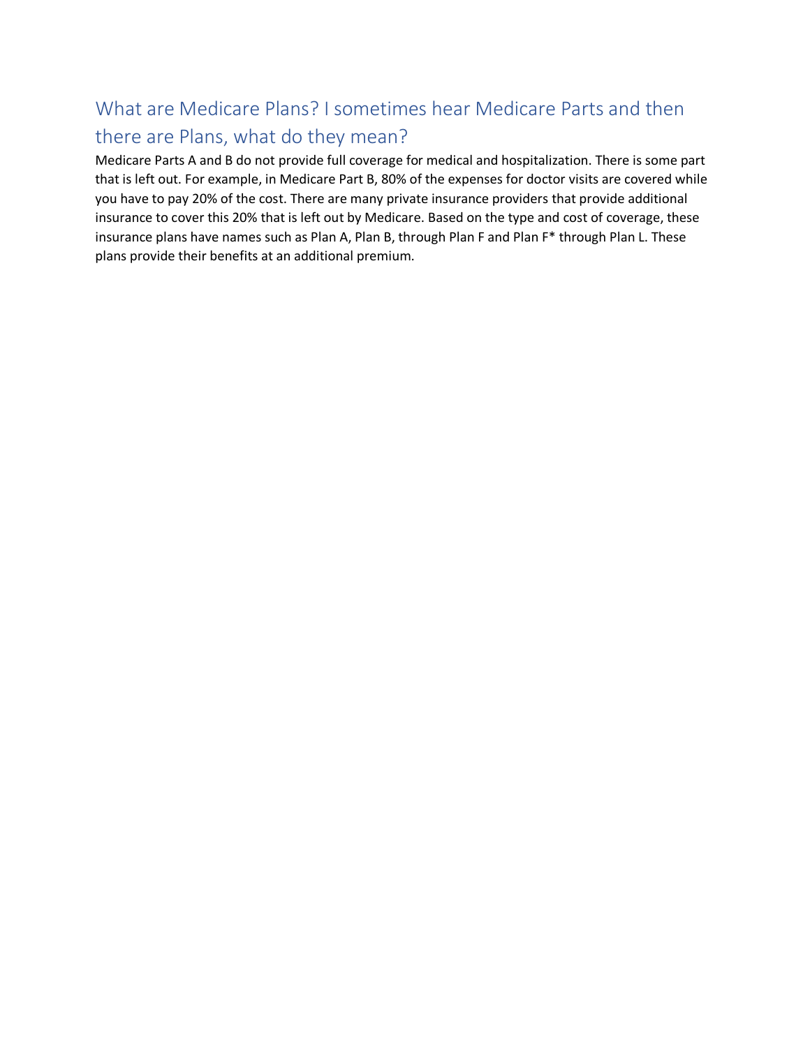## What are Medicare Plans? I sometimes hear Medicare Parts and then there are Plans, what do they mean?

Medicare Parts A and B do not provide full coverage for medical and hospitalization. There is some part that is left out. For example, in Medicare Part B, 80% of the expenses for doctor visits are covered while you have to pay 20% of the cost. There are many private insurance providers that provide additional insurance to cover this 20% that is left out by Medicare. Based on the type and cost of coverage, these insurance plans have names such as Plan A, Plan B, through Plan F and Plan F* through Plan L. These plans provide their benefits at an additional premium.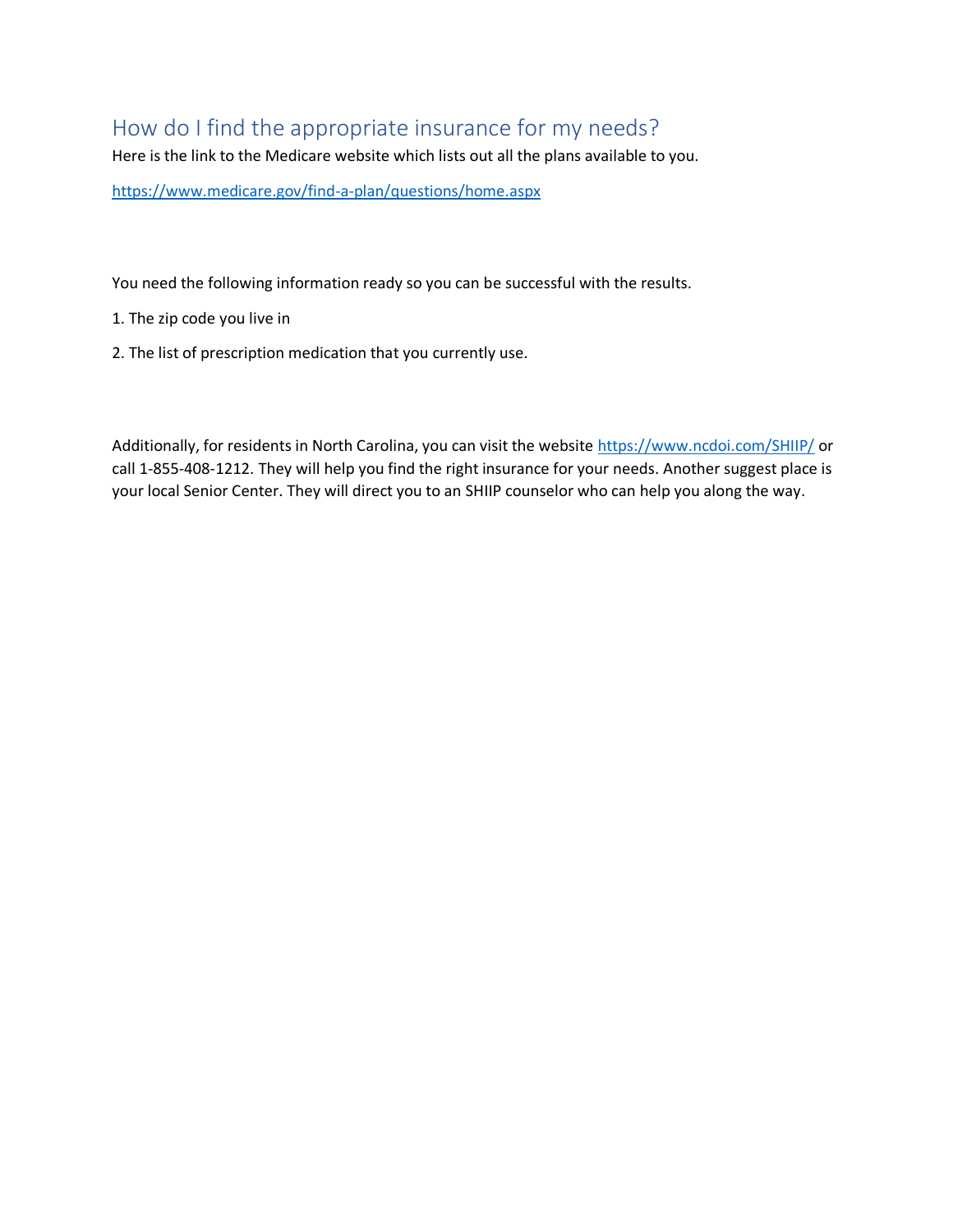## How do I find the appropriate insurance for my needs?

Here is the link to the Medicare website which lists out all the plans available to you.

https://www.medicare.gov/find-a-plan/questions/home.aspx

You need the following information ready so you can be successful with the results.

1. The zip code you live in

2. The list of prescription medication that you currently use.

Additionally, for residents in North Carolina, you can visit the website https://www.ncdoi.com/SHIIP/ or call 1-855-408-1212. They will help you find the right insurance for your needs. Another suggest place is your local Senior Center. They will direct you to an SHIIP counselor who can help you along the way.